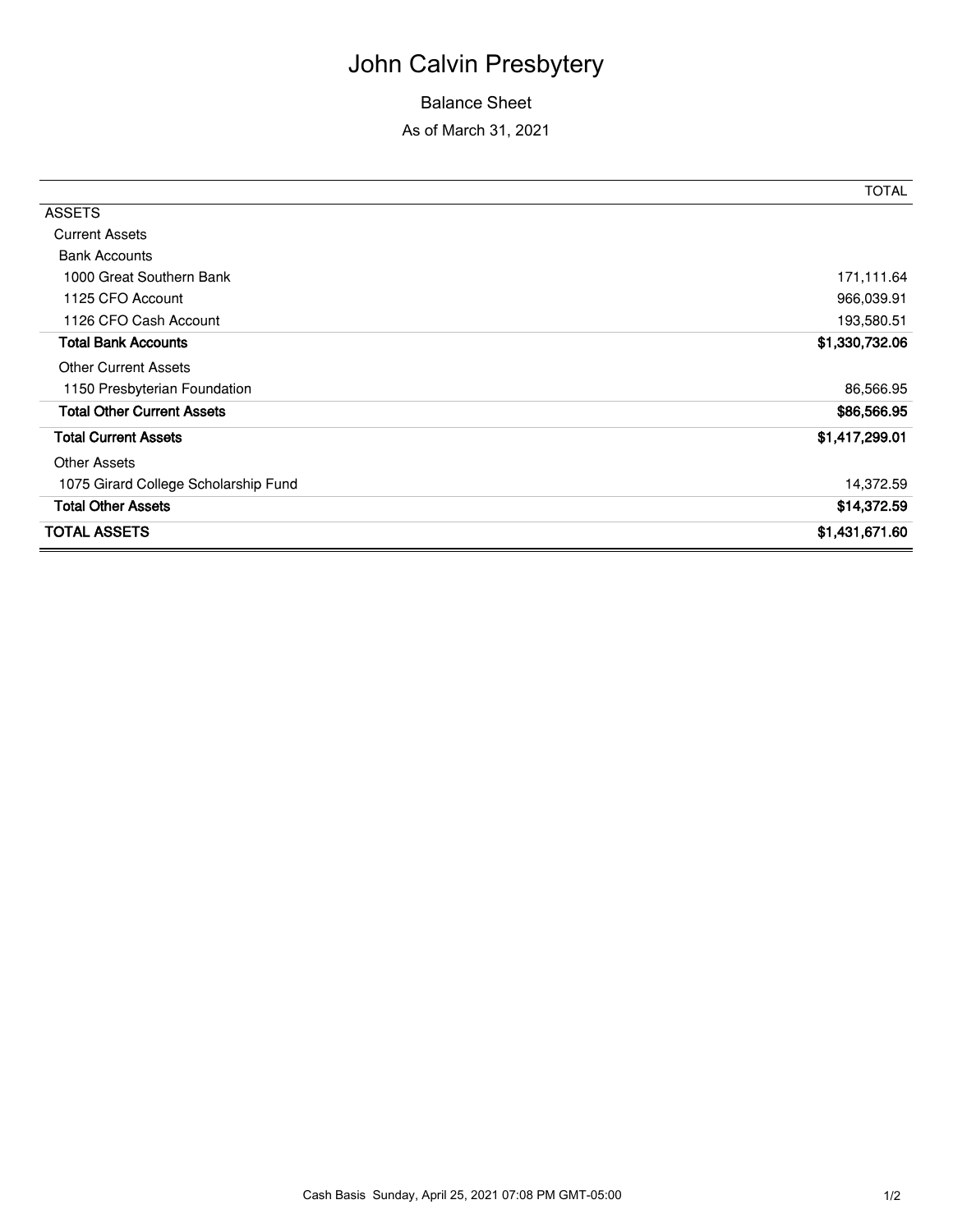# John Calvin Presbytery

## Balance Sheet

As of March 31, 2021

| | TOTAL |
|---|---|
| ASSETS | |
| Current Assets | |
| Bank Accounts | |
| 1000 Great Southern Bank | 171,111.64 |
| 1125 CFO Account | 966,039.91 |
| 1126 CFO Cash Account | 193,580.51 |
| **Total Bank Accounts** | **$1,330,732.06** |
| Other Current Assets | |
| 1150 Presbyterian Foundation | 86,566.95 |
| **Total Other Current Assets** | **$86,566.95** |
| **Total Current Assets** | **$1,417,299.01** |
| Other Assets | |
| 1075 Girard College Scholarship Fund | 14,372.59 |
| **Total Other Assets** | **$14,372.59** |
| **TOTAL ASSETS** | **$1,431,671.60** |

Cash Basis Sunday, April 25, 2021 07:08 PM GMT-05:00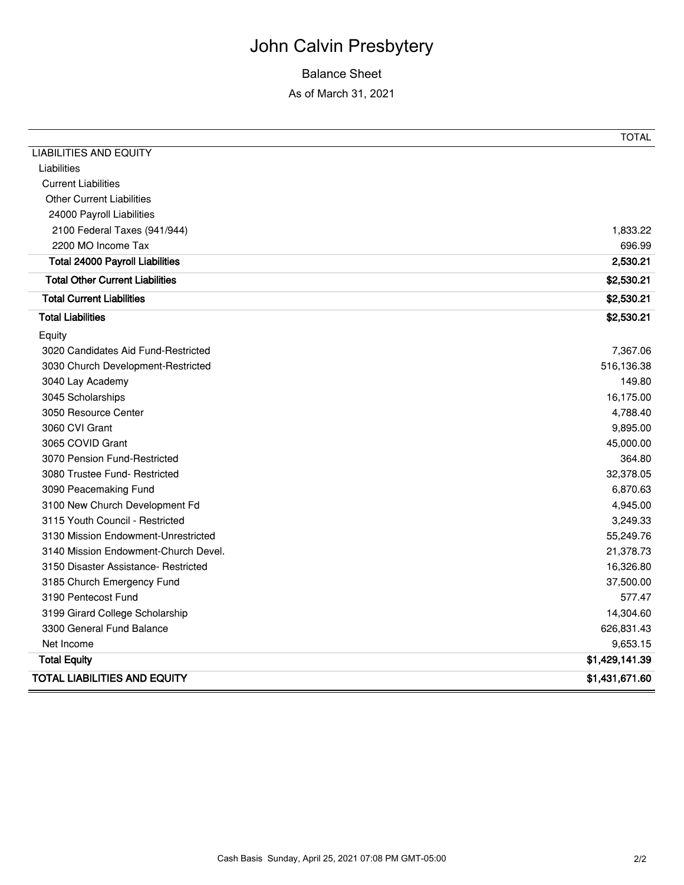# John Calvin Presbytery

## Balance Sheet

As of March 31, 2021

| | TOTAL |
|---|---|
| LIABILITIES AND EQUITY | |
| Liabilities | |
| Current Liabilities | |
| Other Current Liabilities | |
| 24000 Payroll Liabilities | |
| 2100 Federal Taxes (941/944) | 1,833.22 |
| 2200 MO Income Tax | 696.99 |
| **Total 24000 Payroll Liabilities** | **2,530.21** |
| **Total Other Current Liabilities** | **$2,530.21** |
| **Total Current Liabilities** | **$2,530.21** |
| **Total Liabilities** | **$2,530.21** |
| Equity | |
| 3020 Candidates Aid Fund-Restricted | 7,367.06 |
| 3030 Church Development-Restricted | 516,136.38 |
| 3040 Lay Academy | 149.80 |
| 3045 Scholarships | 16,175.00 |
| 3050 Resource Center | 4,788.40 |
| 3060 CVI Grant | 9,895.00 |
| 3065 COVID Grant | 45,000.00 |
| 3070 Pension Fund-Restricted | 364.80 |
| 3080 Trustee Fund- Restricted | 32,378.05 |
| 3090 Peacemaking Fund | 6,870.63 |
| 3100 New Church Development Fd | 4,945.00 |
| 3115 Youth Council - Restricted | 3,249.33 |
| 3130 Mission Endowment-Unrestricted | 55,249.76 |
| 3140 Mission Endowment-Church Devel. | 21,378.73 |
| 3150 Disaster Assistance- Restricted | 16,326.80 |
| 3185 Church Emergency Fund | 37,500.00 |
| 3190 Pentecost Fund | 577.47 |
| 3199 Girard College Scholarship | 14,304.60 |
| 3300 General Fund Balance | 626,831.43 |
| Net Income | 9,653.15 |
| **Total Equity** | **$1,429,141.39** |
| **TOTAL LIABILITIES AND EQUITY** | **$1,431,671.60** |

Cash Basis Sunday, April 25, 2021 07:08 PM GMT-05:00